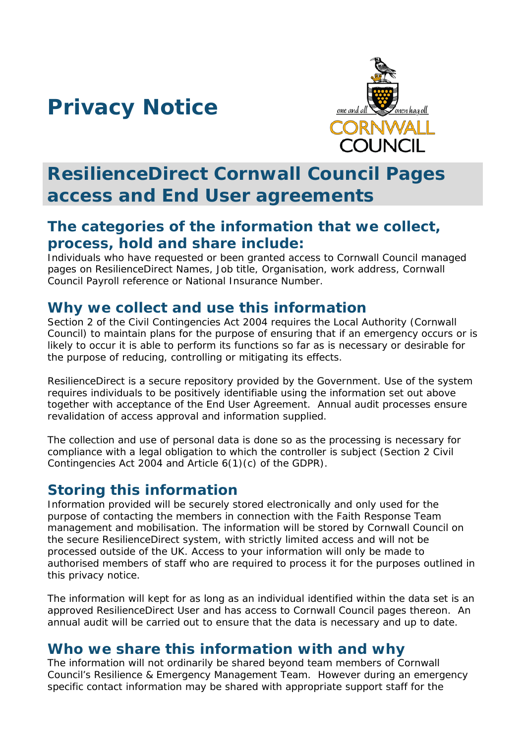# Privacy Notice

## ResilienceDirect Cornwall Council Pages access and End User agreements

### The categories of the information that we collect, process, hold and share include:

Individuals who have requested or been granted access to Cornwall Council managed pages on ResilienceDirect Names, Job title, Organisation, work address, Cornwall Council Payroll reference or National Insurance Number.

### Why we collect and use this information

Section 2 of the Civil Contingencies Act 2004 requires the Local Authority (Cornwall Council) to maintain plans for the purpose of ensuring that if an emergency occurs or is likely to occur it is able to perform its functions so far as is necessary or desirable for the purpose of reducing, controlling or mitigating its effects.

ResilienceDirect is a secure repository provided by the Government. Use of the system requires individuals to be positively identifiable using the information set out above together with acceptance of the End User Agreement. Annual audit processes ensure revalidation of access approval and information supplied.

The collection and use of personal data is done so as the processing is necessary for compliance with a legal obligation to which the controller is subject (Section 2 Civil Contingencies Act 2004 and Article 6(1)(c) of the GDPR).

### Storing this information

Information provided will be securely stored electronically and only used for the purpose of contacting the members in connection with the Faith Response Team management and mobilisation. The information will be stored by Cornwall Council on the secure ResilienceDirect system, with strictly limited access and will not be processed outside of the UK. Access to your information will only be made to authorised members of staff who are required to process it for the purposes outlined in this privacy notice.

The information will kept for as long as an individual identified within the data set is an approved ResilienceDirect User and has access to Cornwall Council pages thereon. An annual audit will be carried out to ensure that the data is necessary and up to date.

### Who we share this information with and why

The information will not ordinarily be shared beyond team members of Cornwall Council's Resilience & Emergency Management Team. However during an emergency specific contact information may be shared with appropriate support staff for the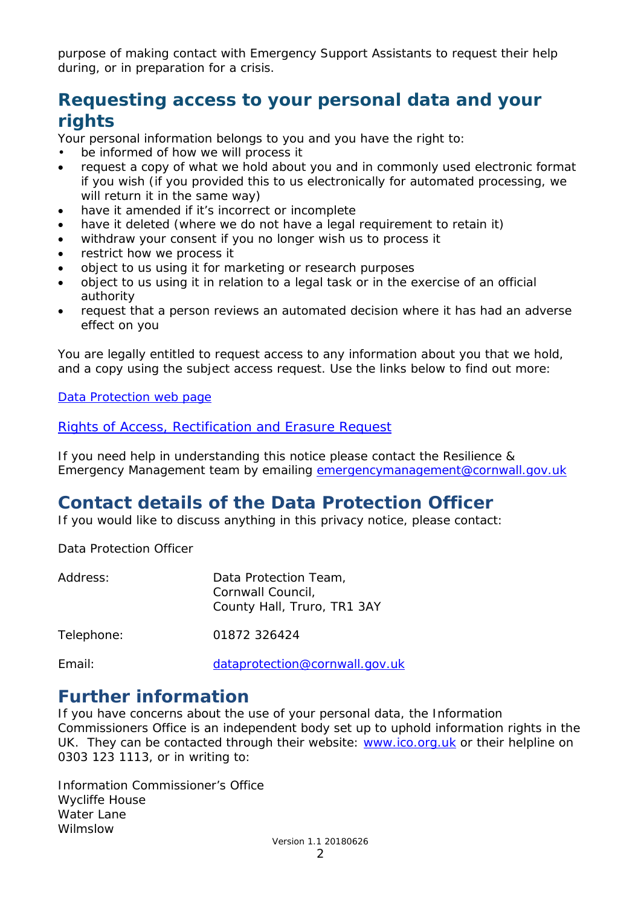purpose of making contact with Emergency Support Assistants to request their help during, or in preparation for a crisis.

## Requesting access to your personal data and your rights

Your personal information belongs to you and you have the right to:

- be informed of how we will process it
- request a copy of what we hold about you and in commonly used electronic format if you wish (if you provided this to us electronically for automated processing, we will return it in the same way)
- have it amended if it's incorrect or incomplete
- have it deleted (where we do not have a legal requirement to retain it)
- withdraw your consent if you no longer wish us to process it
- restrict how we process it
- object to us using it for marketing or research purposes
- object to us using it in relation to a legal task or in the exercise of an official authority
- request that a person reviews an automated decision where it has had an adverse effect on you

You are legally entitled to request access to any information about you that we hold, and a copy using the subject access request. Use the links below to find out more:

Data Protection web page

Rights of Access, Rectification and Erasure Request

If you need help in understanding this notice please contact the Resilience & Emergency Management team by emailing emergencymanagement@cornwall.gov.uk

## Contact details of the Data Protection Officer

If you would like to discuss anything in this privacy notice, please contact:

Data Protection Officer

| | |
|---|---|
| Address: | Data Protection Team,<br>Cornwall Council,<br>County Hall, Truro, TR1 3AY |
| Telephone: | 01872 326424 |
| Email: | dataprotection@cornwall.gov.uk |

## Further information

If you have concerns about the use of your personal data, the Information Commissioners Office is an independent body set up to uphold information rights in the UK. They can be contacted through their website: www.ico.org.uk or their helpline on 0303 123 1113, or in writing to:

Information Commissioner's Office
Wycliffe House
Water Lane
Wilmslow

Version 1.1 20180626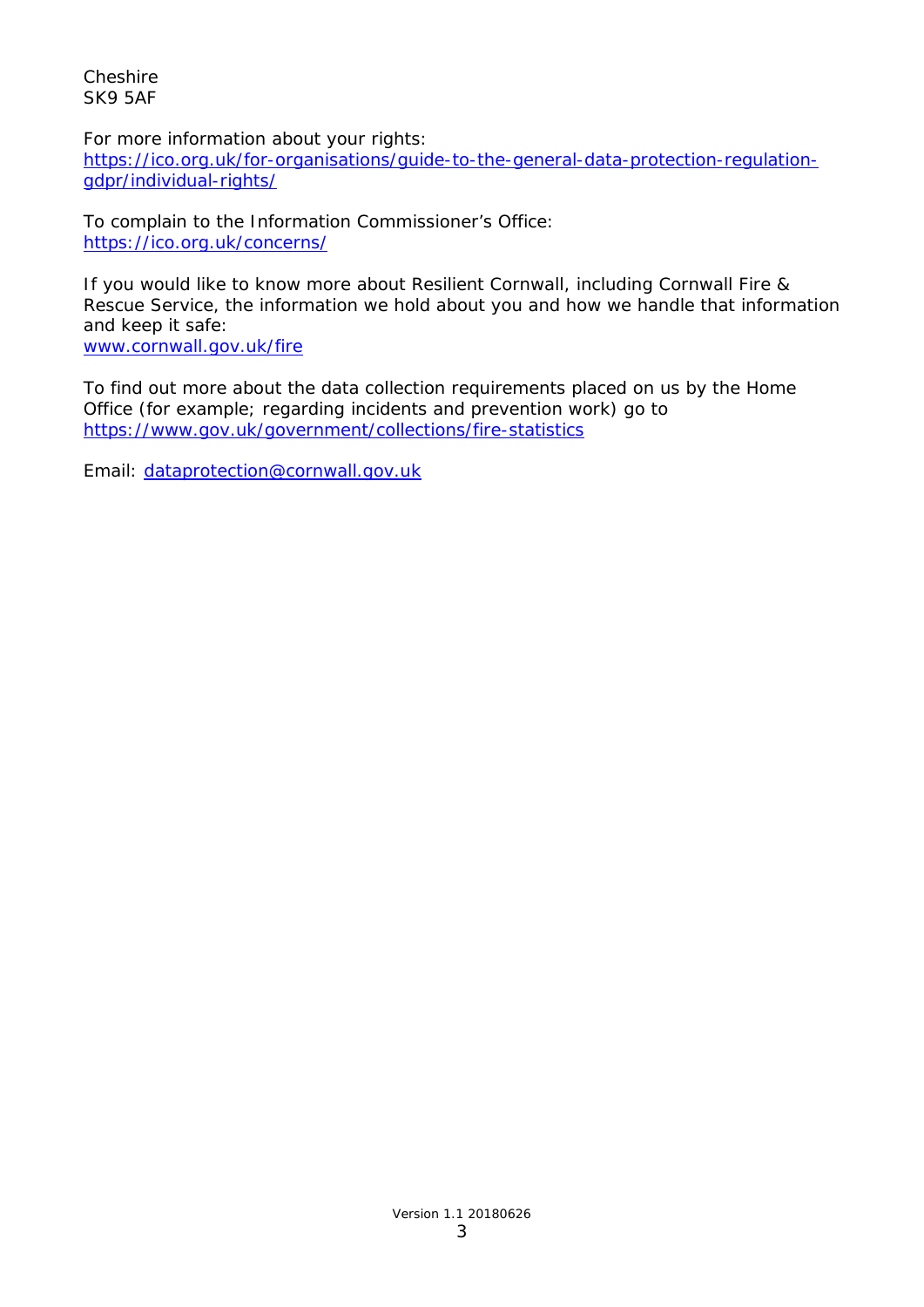Cheshire
SK9 5AF

For more information about your rights:
https://ico.org.uk/for-organisations/guide-to-the-general-data-protection-regulation-gdpr/individual-rights/

To complain to the Information Commissioner's Office:
https://ico.org.uk/concerns/

If you would like to know more about Resilient Cornwall, including Cornwall Fire & Rescue Service, the information we hold about you and how we handle that information and keep it safe:
www.cornwall.gov.uk/fire

To find out more about the data collection requirements placed on us by the Home Office (for example; regarding incidents and prevention work) go to
https://www.gov.uk/government/collections/fire-statistics

Email: dataprotection@cornwall.gov.uk

Version 1.1 20180626